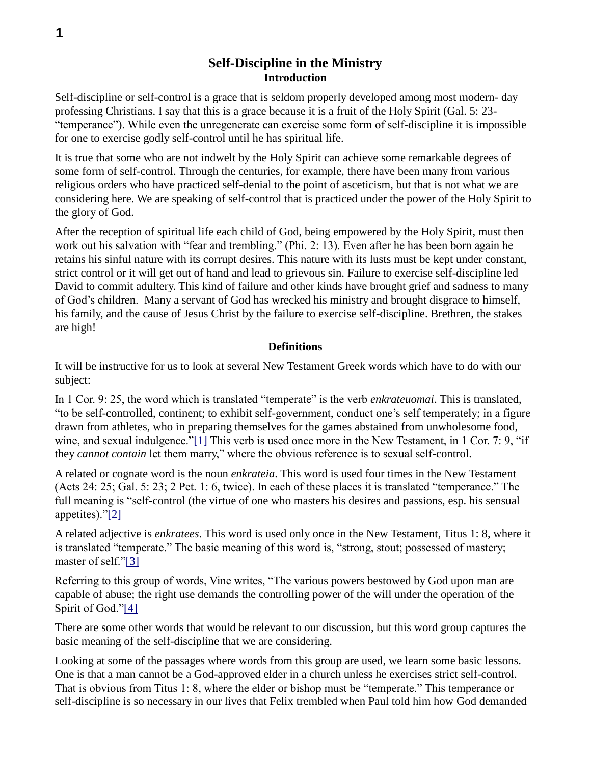# Self-Discipline in the Ministry

## Introduction

Self-discipline or self-control is a grace that is seldom properly developed among most modern- day professing Christians. I say that this is a grace because it is a fruit of the Holy Spirit (Gal. 5: 23- "temperance"). While even the unregenerate can exercise some form of self-discipline it is impossible for one to exercise godly self-control until he has spiritual life.

It is true that some who are not indwelt by the Holy Spirit can achieve some remarkable degrees of some form of self-control. Through the centuries, for example, there have been many from various religious orders who have practiced self-denial to the point of asceticism, but that is not what we are considering here. We are speaking of self-control that is practiced under the power of the Holy Spirit to the glory of God.

After the reception of spiritual life each child of God, being empowered by the Holy Spirit, must then work out his salvation with "fear and trembling." (Phi. 2: 13). Even after he has been born again he retains his sinful nature with its corrupt desires. This nature with its lusts must be kept under constant, strict control or it will get out of hand and lead to grievous sin. Failure to exercise self-discipline led David to commit adultery. This kind of failure and other kinds have brought grief and sadness to many of God's children. Many a servant of God has wrecked his ministry and brought disgrace to himself, his family, and the cause of Jesus Christ by the failure to exercise self-discipline. Brethren, the stakes are high!

## Definitions

It will be instructive for us to look at several New Testament Greek words which have to do with our subject:

In 1 Cor. 9: 25, the word which is translated "temperate" is the verb *enkrateuomai*. This is translated, "to be self-controlled, continent; to exhibit self-government, conduct one's self temperately; in a figure drawn from athletes, who in preparing themselves for the games abstained from unwholesome food, wine, and sexual indulgence."[1] This verb is used once more in the New Testament, in 1 Cor. 7: 9, "if they *cannot contain* let them marry," where the obvious reference is to sexual self-control.

A related or cognate word is the noun *enkrateia*. This word is used four times in the New Testament (Acts 24: 25; Gal. 5: 23; 2 Pet. 1: 6, twice). In each of these places it is translated "temperance." The full meaning is "self-control (the virtue of one who masters his desires and passions, esp. his sensual appetites)."[2]

A related adjective is *enkratees*. This word is used only once in the New Testament, Titus 1: 8, where it is translated "temperate." The basic meaning of this word is, "strong, stout; possessed of mastery; master of self."[3]

Referring to this group of words, Vine writes, "The various powers bestowed by God upon man are capable of abuse; the right use demands the controlling power of the will under the operation of the Spirit of God."[4]

There are some other words that would be relevant to our discussion, but this word group captures the basic meaning of the self-discipline that we are considering.

Looking at some of the passages where words from this group are used, we learn some basic lessons. One is that a man cannot be a God-approved elder in a church unless he exercises strict self-control. That is obvious from Titus 1: 8, where the elder or bishop must be "temperate." This temperance or self-discipline is so necessary in our lives that Felix trembled when Paul told him how God demanded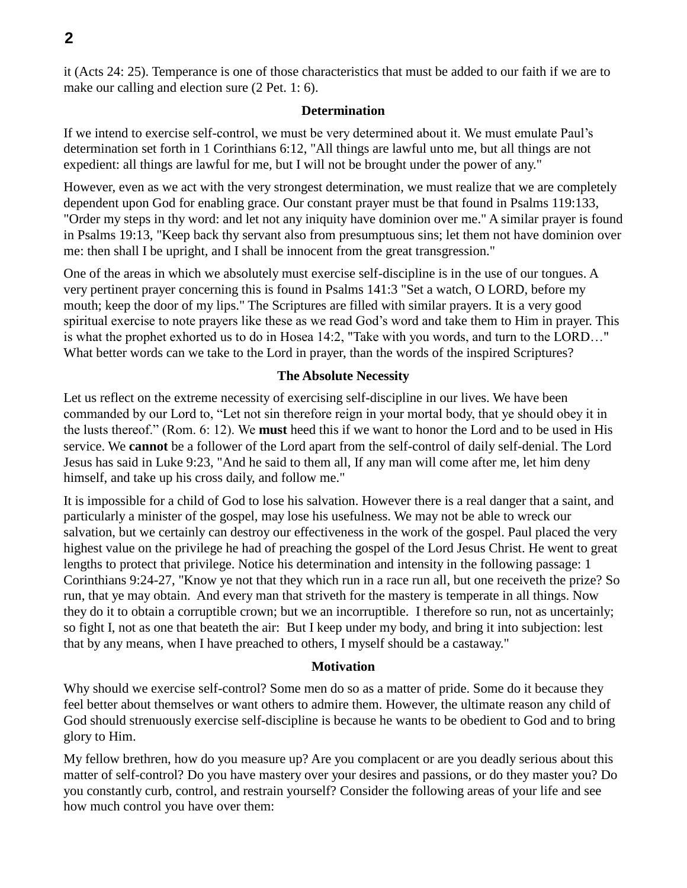it (Acts 24: 25). Temperance is one of those characteristics that must be added to our faith if we are to make our calling and election sure (2 Pet. 1: 6).

### Determination

If we intend to exercise self-control, we must be very determined about it. We must emulate Paul's determination set forth in 1 Corinthians 6:12, "All things are lawful unto me, but all things are not expedient: all things are lawful for me, but I will not be brought under the power of any."

However, even as we act with the very strongest determination, we must realize that we are completely dependent upon God for enabling grace. Our constant prayer must be that found in Psalms 119:133, "Order my steps in thy word: and let not any iniquity have dominion over me." A similar prayer is found in Psalms 19:13, "Keep back thy servant also from presumptuous sins; let them not have dominion over me: then shall I be upright, and I shall be innocent from the great transgression."

One of the areas in which we absolutely must exercise self-discipline is in the use of our tongues. A very pertinent prayer concerning this is found in Psalms 141:3 "Set a watch, O LORD, before my mouth; keep the door of my lips." The Scriptures are filled with similar prayers. It is a very good spiritual exercise to note prayers like these as we read God's word and take them to Him in prayer. This is what the prophet exhorted us to do in Hosea 14:2, "Take with you words, and turn to the LORD…" What better words can we take to the Lord in prayer, than the words of the inspired Scriptures?

### The Absolute Necessity

Let us reflect on the extreme necessity of exercising self-discipline in our lives. We have been commanded by our Lord to, "Let not sin therefore reign in your mortal body, that ye should obey it in the lusts thereof." (Rom. 6: 12). We **must** heed this if we want to honor the Lord and to be used in His service. We **cannot** be a follower of the Lord apart from the self-control of daily self-denial. The Lord Jesus has said in Luke 9:23, "And he said to them all, If any man will come after me, let him deny himself, and take up his cross daily, and follow me."

It is impossible for a child of God to lose his salvation. However there is a real danger that a saint, and particularly a minister of the gospel, may lose his usefulness. We may not be able to wreck our salvation, but we certainly can destroy our effectiveness in the work of the gospel. Paul placed the very highest value on the privilege he had of preaching the gospel of the Lord Jesus Christ. He went to great lengths to protect that privilege. Notice his determination and intensity in the following passage: 1 Corinthians 9:24-27, "Know ye not that they which run in a race run all, but one receiveth the prize? So run, that ye may obtain. And every man that striveth for the mastery is temperate in all things. Now they do it to obtain a corruptible crown; but we an incorruptible. I therefore so run, not as uncertainly; so fight I, not as one that beateth the air: But I keep under my body, and bring it into subjection: lest that by any means, when I have preached to others, I myself should be a castaway."

### Motivation

Why should we exercise self-control? Some men do so as a matter of pride. Some do it because they feel better about themselves or want others to admire them. However, the ultimate reason any child of God should strenuously exercise self-discipline is because he wants to be obedient to God and to bring glory to Him.

My fellow brethren, how do you measure up? Are you complacent or are you deadly serious about this matter of self-control? Do you have mastery over your desires and passions, or do they master you? Do you constantly curb, control, and restrain yourself? Consider the following areas of your life and see how much control you have over them: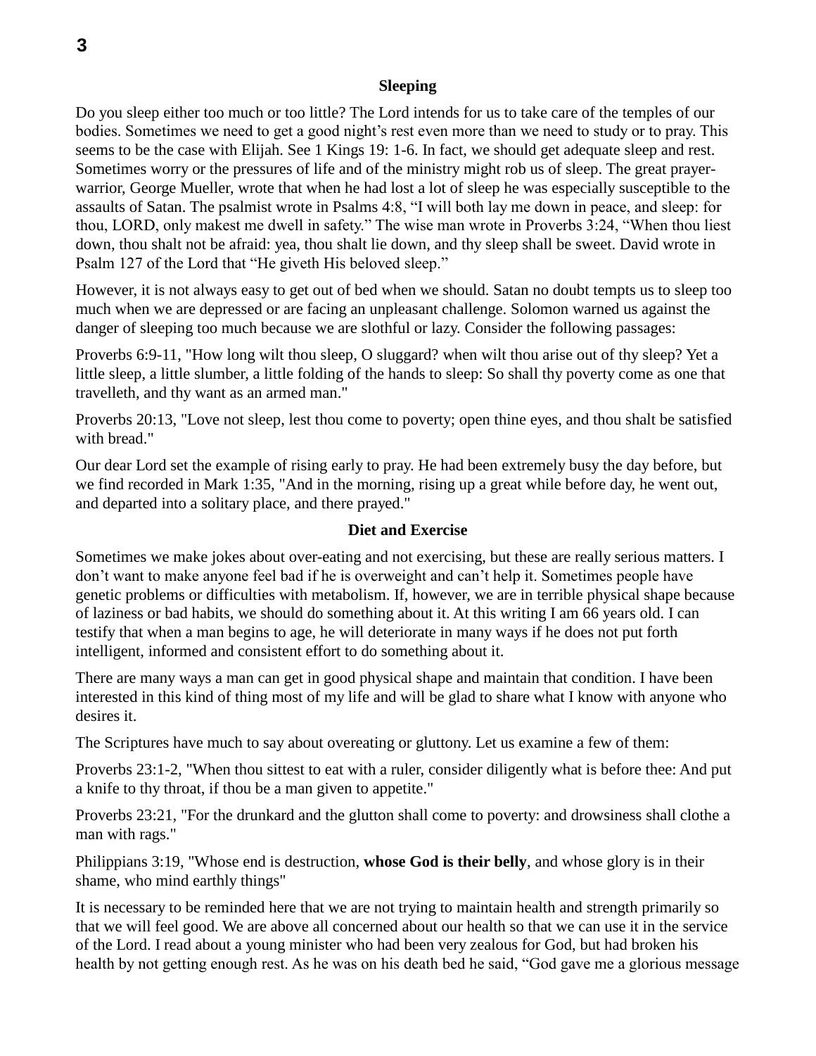### Sleeping

Do you sleep either too much or too little? The Lord intends for us to take care of the temples of our bodies. Sometimes we need to get a good night's rest even more than we need to study or to pray. This seems to be the case with Elijah. See 1 Kings 19: 1-6. In fact, we should get adequate sleep and rest. Sometimes worry or the pressures of life and of the ministry might rob us of sleep. The great prayer-warrior, George Mueller, wrote that when he had lost a lot of sleep he was especially susceptible to the assaults of Satan. The psalmist wrote in Psalms 4:8, "I will both lay me down in peace, and sleep: for thou, LORD, only makest me dwell in safety." The wise man wrote in Proverbs 3:24, "When thou liest down, thou shalt not be afraid: yea, thou shalt lie down, and thy sleep shall be sweet. David wrote in Psalm 127 of the Lord that "He giveth His beloved sleep."

However, it is not always easy to get out of bed when we should. Satan no doubt tempts us to sleep too much when we are depressed or are facing an unpleasant challenge. Solomon warned us against the danger of sleeping too much because we are slothful or lazy. Consider the following passages:

Proverbs 6:9-11, "How long wilt thou sleep, O sluggard? when wilt thou arise out of thy sleep? Yet a little sleep, a little slumber, a little folding of the hands to sleep: So shall thy poverty come as one that travelleth, and thy want as an armed man."

Proverbs 20:13, "Love not sleep, lest thou come to poverty; open thine eyes, and thou shalt be satisfied with bread."

Our dear Lord set the example of rising early to pray. He had been extremely busy the day before, but we find recorded in Mark 1:35, "And in the morning, rising up a great while before day, he went out, and departed into a solitary place, and there prayed."

### Diet and Exercise

Sometimes we make jokes about over-eating and not exercising, but these are really serious matters. I don't want to make anyone feel bad if he is overweight and can't help it. Sometimes people have genetic problems or difficulties with metabolism. If, however, we are in terrible physical shape because of laziness or bad habits, we should do something about it. At this writing I am 66 years old. I can testify that when a man begins to age, he will deteriorate in many ways if he does not put forth intelligent, informed and consistent effort to do something about it.

There are many ways a man can get in good physical shape and maintain that condition. I have been interested in this kind of thing most of my life and will be glad to share what I know with anyone who desires it.

The Scriptures have much to say about overeating or gluttony. Let us examine a few of them:

Proverbs 23:1-2, "When thou sittest to eat with a ruler, consider diligently what is before thee: And put a knife to thy throat, if thou be a man given to appetite."

Proverbs 23:21, "For the drunkard and the glutton shall come to poverty: and drowsiness shall clothe a man with rags."

Philippians 3:19, "Whose end is destruction, **whose God is their belly**, and whose glory is in their shame, who mind earthly things"

It is necessary to be reminded here that we are not trying to maintain health and strength primarily so that we will feel good. We are above all concerned about our health so that we can use it in the service of the Lord. I read about a young minister who had been very zealous for God, but had broken his health by not getting enough rest. As he was on his death bed he said, "God gave me a glorious message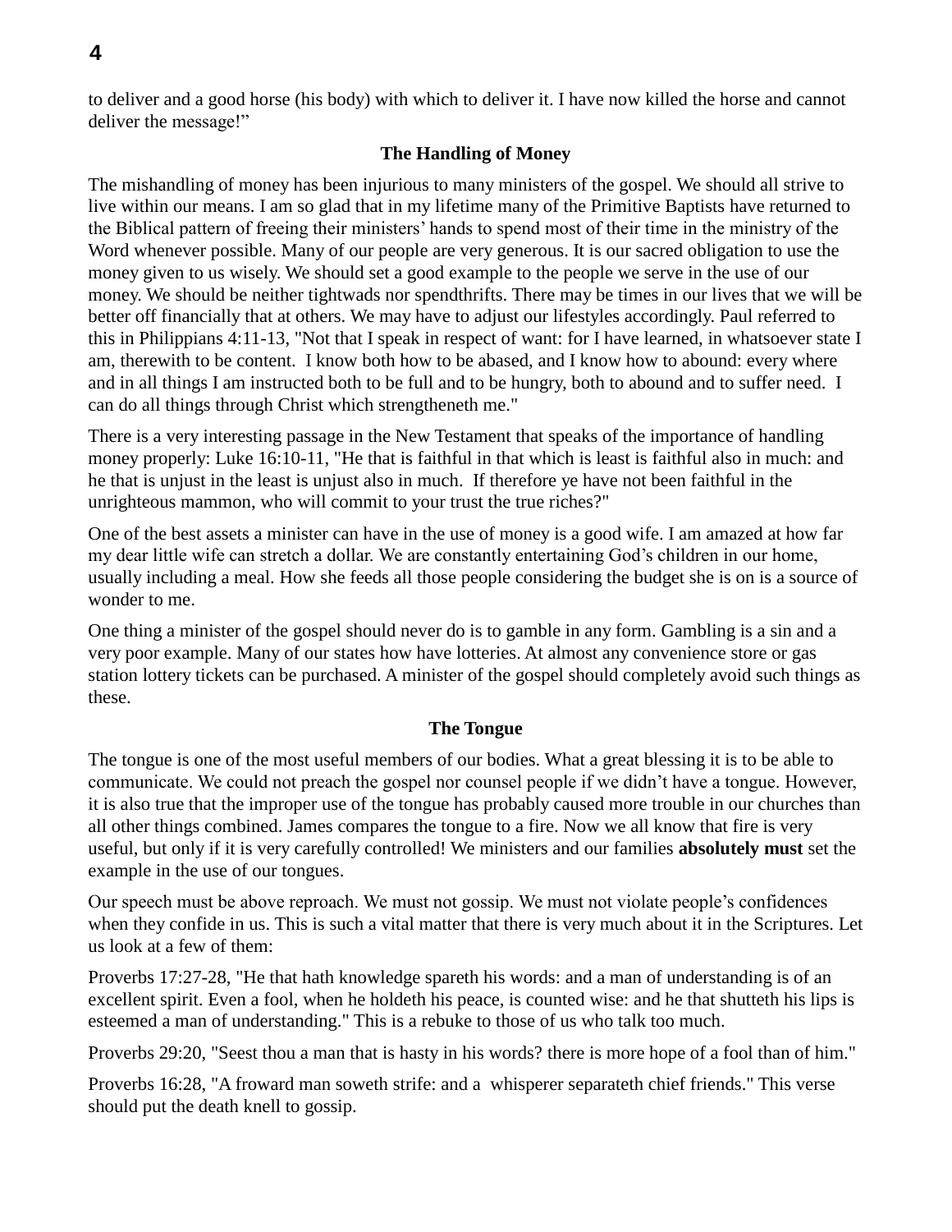to deliver and a good horse (his body) with which to deliver it. I have now killed the horse and cannot deliver the message!"

### The Handling of Money

The mishandling of money has been injurious to many ministers of the gospel. We should all strive to live within our means. I am so glad that in my lifetime many of the Primitive Baptists have returned to the Biblical pattern of freeing their ministers' hands to spend most of their time in the ministry of the Word whenever possible. Many of our people are very generous. It is our sacred obligation to use the money given to us wisely. We should set a good example to the people we serve in the use of our money. We should be neither tightwads nor spendthrifts. There may be times in our lives that we will be better off financially that at others. We may have to adjust our lifestyles accordingly. Paul referred to this in Philippians 4:11-13, "Not that I speak in respect of want: for I have learned, in whatsoever state I am, therewith to be content. I know both how to be abased, and I know how to abound: every where and in all things I am instructed both to be full and to be hungry, both to abound and to suffer need. I can do all things through Christ which strengtheneth me."

There is a very interesting passage in the New Testament that speaks of the importance of handling money properly: Luke 16:10-11, "He that is faithful in that which is least is faithful also in much: and he that is unjust in the least is unjust also in much. If therefore ye have not been faithful in the unrighteous mammon, who will commit to your trust the true riches?"

One of the best assets a minister can have in the use of money is a good wife. I am amazed at how far my dear little wife can stretch a dollar. We are constantly entertaining God's children in our home, usually including a meal. How she feeds all those people considering the budget she is on is a source of wonder to me.

One thing a minister of the gospel should never do is to gamble in any form. Gambling is a sin and a very poor example. Many of our states how have lotteries. At almost any convenience store or gas station lottery tickets can be purchased. A minister of the gospel should completely avoid such things as these.

### The Tongue

The tongue is one of the most useful members of our bodies. What a great blessing it is to be able to communicate. We could not preach the gospel nor counsel people if we didn't have a tongue. However, it is also true that the improper use of the tongue has probably caused more trouble in our churches than all other things combined. James compares the tongue to a fire. Now we all know that fire is very useful, but only if it is very carefully controlled! We ministers and our families **absolutely must** set the example in the use of our tongues.

Our speech must be above reproach. We must not gossip. We must not violate people's confidences when they confide in us. This is such a vital matter that there is very much about it in the Scriptures. Let us look at a few of them:

Proverbs 17:27-28, "He that hath knowledge spareth his words: and a man of understanding is of an excellent spirit. Even a fool, when he holdeth his peace, is counted wise: and he that shutteth his lips is esteemed a man of understanding." This is a rebuke to those of us who talk too much.

Proverbs 29:20, "Seest thou a man that is hasty in his words? there is more hope of a fool than of him."

Proverbs 16:28, "A froward man soweth strife: and a whisperer separateth chief friends." This verse should put the death knell to gossip.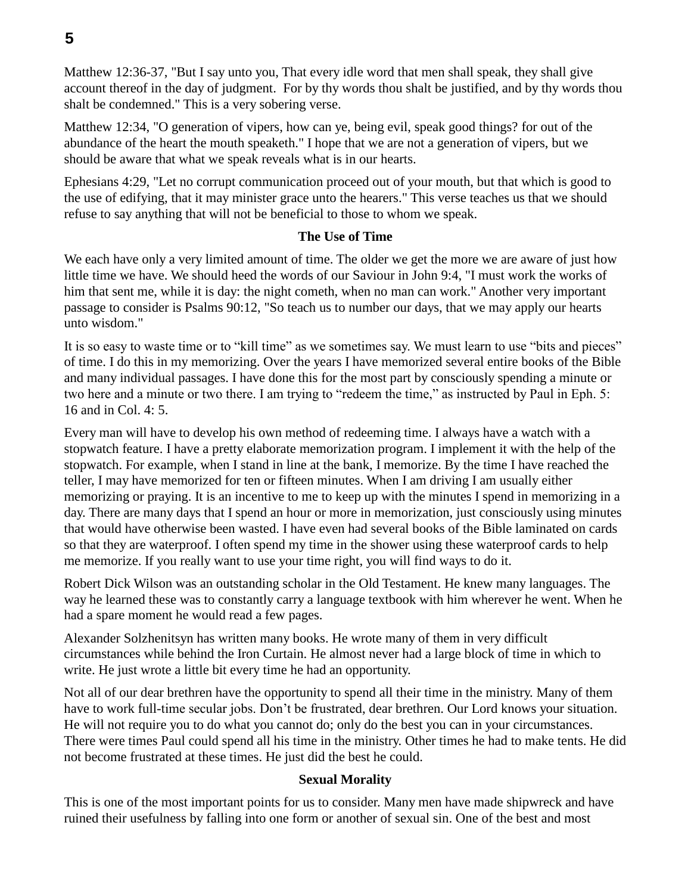Matthew 12:36-37, "But I say unto you, That every idle word that men shall speak, they shall give account thereof in the day of judgment. For by thy words thou shalt be justified, and by thy words thou shalt be condemned." This is a very sobering verse.

Matthew 12:34, "O generation of vipers, how can ye, being evil, speak good things? for out of the abundance of the heart the mouth speaketh." I hope that we are not a generation of vipers, but we should be aware that what we speak reveals what is in our hearts.

Ephesians 4:29, "Let no corrupt communication proceed out of your mouth, but that which is good to the use of edifying, that it may minister grace unto the hearers." This verse teaches us that we should refuse to say anything that will not be beneficial to those to whom we speak.

### The Use of Time

We each have only a very limited amount of time. The older we get the more we are aware of just how little time we have. We should heed the words of our Saviour in John 9:4, "I must work the works of him that sent me, while it is day: the night cometh, when no man can work." Another very important passage to consider is Psalms 90:12, "So teach us to number our days, that we may apply our hearts unto wisdom."

It is so easy to waste time or to "kill time" as we sometimes say. We must learn to use "bits and pieces" of time. I do this in my memorizing. Over the years I have memorized several entire books of the Bible and many individual passages. I have done this for the most part by consciously spending a minute or two here and a minute or two there. I am trying to "redeem the time," as instructed by Paul in Eph. 5: 16 and in Col. 4: 5.

Every man will have to develop his own method of redeeming time. I always have a watch with a stopwatch feature. I have a pretty elaborate memorization program. I implement it with the help of the stopwatch. For example, when I stand in line at the bank, I memorize. By the time I have reached the teller, I may have memorized for ten or fifteen minutes. When I am driving I am usually either memorizing or praying. It is an incentive to me to keep up with the minutes I spend in memorizing in a day. There are many days that I spend an hour or more in memorization, just consciously using minutes that would have otherwise been wasted. I have even had several books of the Bible laminated on cards so that they are waterproof. I often spend my time in the shower using these waterproof cards to help me memorize. If you really want to use your time right, you will find ways to do it.

Robert Dick Wilson was an outstanding scholar in the Old Testament. He knew many languages. The way he learned these was to constantly carry a language textbook with him wherever he went. When he had a spare moment he would read a few pages.

Alexander Solzhenitsyn has written many books. He wrote many of them in very difficult circumstances while behind the Iron Curtain. He almost never had a large block of time in which to write. He just wrote a little bit every time he had an opportunity.

Not all of our dear brethren have the opportunity to spend all their time in the ministry. Many of them have to work full-time secular jobs. Don't be frustrated, dear brethren. Our Lord knows your situation. He will not require you to do what you cannot do; only do the best you can in your circumstances. There were times Paul could spend all his time in the ministry. Other times he had to make tents. He did not become frustrated at these times. He just did the best he could.

### Sexual Morality

This is one of the most important points for us to consider. Many men have made shipwreck and have ruined their usefulness by falling into one form or another of sexual sin. One of the best and most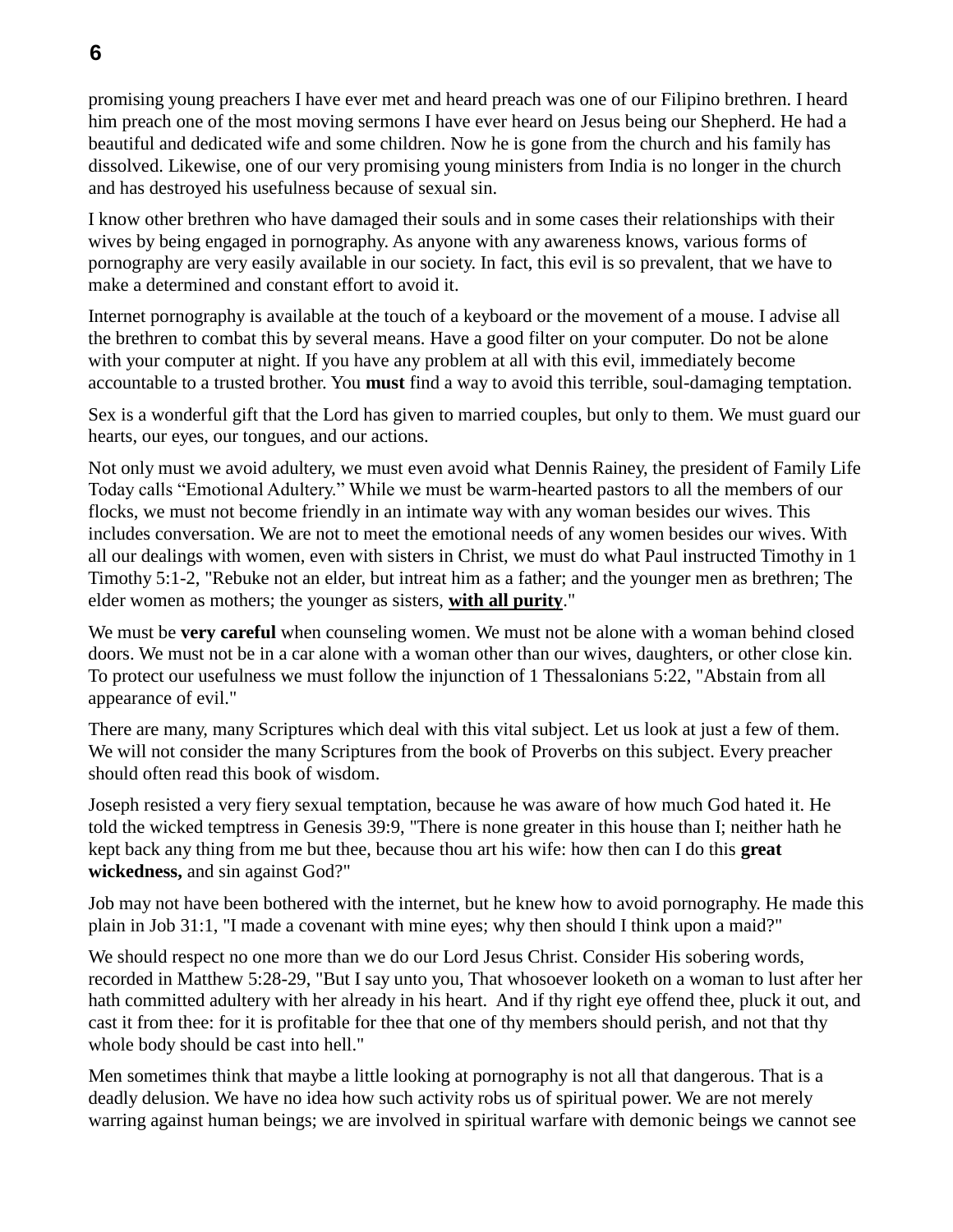promising young preachers I have ever met and heard preach was one of our Filipino brethren. I heard him preach one of the most moving sermons I have ever heard on Jesus being our Shepherd. He had a beautiful and dedicated wife and some children. Now he is gone from the church and his family has dissolved. Likewise, one of our very promising young ministers from India is no longer in the church and has destroyed his usefulness because of sexual sin.

I know other brethren who have damaged their souls and in some cases their relationships with their wives by being engaged in pornography. As anyone with any awareness knows, various forms of pornography are very easily available in our society. In fact, this evil is so prevalent, that we have to make a determined and constant effort to avoid it.

Internet pornography is available at the touch of a keyboard or the movement of a mouse. I advise all the brethren to combat this by several means. Have a good filter on your computer. Do not be alone with your computer at night. If you have any problem at all with this evil, immediately become accountable to a trusted brother. You **must** find a way to avoid this terrible, soul-damaging temptation.

Sex is a wonderful gift that the Lord has given to married couples, but only to them. We must guard our hearts, our eyes, our tongues, and our actions.

Not only must we avoid adultery, we must even avoid what Dennis Rainey, the president of Family Life Today calls "Emotional Adultery." While we must be warm-hearted pastors to all the members of our flocks, we must not become friendly in an intimate way with any woman besides our wives. This includes conversation. We are not to meet the emotional needs of any women besides our wives. With all our dealings with women, even with sisters in Christ, we must do what Paul instructed Timothy in 1 Timothy 5:1-2, "Rebuke not an elder, but intreat him as a father; and the younger men as brethren; The elder women as mothers; the younger as sisters, **with all purity**."

We must be **very careful** when counseling women. We must not be alone with a woman behind closed doors. We must not be in a car alone with a woman other than our wives, daughters, or other close kin. To protect our usefulness we must follow the injunction of 1 Thessalonians 5:22, "Abstain from all appearance of evil."

There are many, many Scriptures which deal with this vital subject. Let us look at just a few of them. We will not consider the many Scriptures from the book of Proverbs on this subject. Every preacher should often read this book of wisdom.

Joseph resisted a very fiery sexual temptation, because he was aware of how much God hated it. He told the wicked temptress in Genesis 39:9, "There is none greater in this house than I; neither hath he kept back any thing from me but thee, because thou art his wife: how then can I do this **great wickedness,** and sin against God?"

Job may not have been bothered with the internet, but he knew how to avoid pornography. He made this plain in Job 31:1, "I made a covenant with mine eyes; why then should I think upon a maid?"

We should respect no one more than we do our Lord Jesus Christ. Consider His sobering words, recorded in Matthew 5:28-29, "But I say unto you, That whosoever looketh on a woman to lust after her hath committed adultery with her already in his heart. And if thy right eye offend thee, pluck it out, and cast it from thee: for it is profitable for thee that one of thy members should perish, and not that thy whole body should be cast into hell."

Men sometimes think that maybe a little looking at pornography is not all that dangerous. That is a deadly delusion. We have no idea how such activity robs us of spiritual power. We are not merely warring against human beings; we are involved in spiritual warfare with demonic beings we cannot see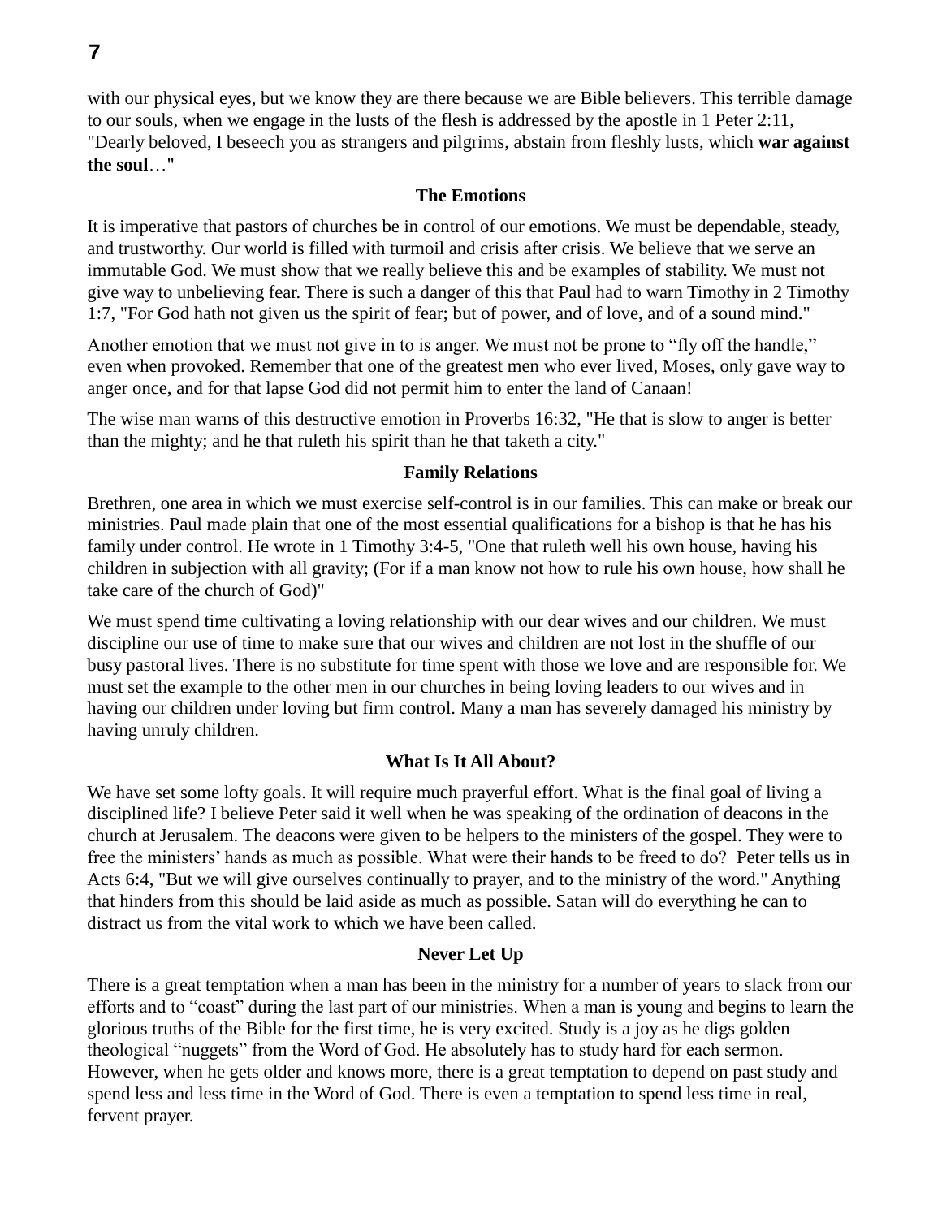with our physical eyes, but we know they are there because we are Bible believers. This terrible damage to our souls, when we engage in the lusts of the flesh is addressed by the apostle in 1 Peter 2:11, "Dearly beloved, I beseech you as strangers and pilgrims, abstain from fleshly lusts, which **war against the soul**…"

### The Emotions

It is imperative that pastors of churches be in control of our emotions. We must be dependable, steady, and trustworthy. Our world is filled with turmoil and crisis after crisis. We believe that we serve an immutable God. We must show that we really believe this and be examples of stability. We must not give way to unbelieving fear. There is such a danger of this that Paul had to warn Timothy in 2 Timothy 1:7, "For God hath not given us the spirit of fear; but of power, and of love, and of a sound mind."

Another emotion that we must not give in to is anger. We must not be prone to "fly off the handle," even when provoked. Remember that one of the greatest men who ever lived, Moses, only gave way to anger once, and for that lapse God did not permit him to enter the land of Canaan!

The wise man warns of this destructive emotion in Proverbs 16:32, "He that is slow to anger is better than the mighty; and he that ruleth his spirit than he that taketh a city."

### Family Relations

Brethren, one area in which we must exercise self-control is in our families. This can make or break our ministries. Paul made plain that one of the most essential qualifications for a bishop is that he has his family under control. He wrote in 1 Timothy 3:4-5, "One that ruleth well his own house, having his children in subjection with all gravity; (For if a man know not how to rule his own house, how shall he take care of the church of God)"

We must spend time cultivating a loving relationship with our dear wives and our children. We must discipline our use of time to make sure that our wives and children are not lost in the shuffle of our busy pastoral lives. There is no substitute for time spent with those we love and are responsible for. We must set the example to the other men in our churches in being loving leaders to our wives and in having our children under loving but firm control. Many a man has severely damaged his ministry by having unruly children.

### What Is It All About?

We have set some lofty goals. It will require much prayerful effort. What is the final goal of living a disciplined life? I believe Peter said it well when he was speaking of the ordination of deacons in the church at Jerusalem. The deacons were given to be helpers to the ministers of the gospel. They were to free the ministers' hands as much as possible. What were their hands to be freed to do? Peter tells us in Acts 6:4, "But we will give ourselves continually to prayer, and to the ministry of the word." Anything that hinders from this should be laid aside as much as possible. Satan will do everything he can to distract us from the vital work to which we have been called.

### Never Let Up

There is a great temptation when a man has been in the ministry for a number of years to slack from our efforts and to "coast" during the last part of our ministries. When a man is young and begins to learn the glorious truths of the Bible for the first time, he is very excited. Study is a joy as he digs golden theological "nuggets" from the Word of God. He absolutely has to study hard for each sermon. However, when he gets older and knows more, there is a great temptation to depend on past study and spend less and less time in the Word of God. There is even a temptation to spend less time in real, fervent prayer.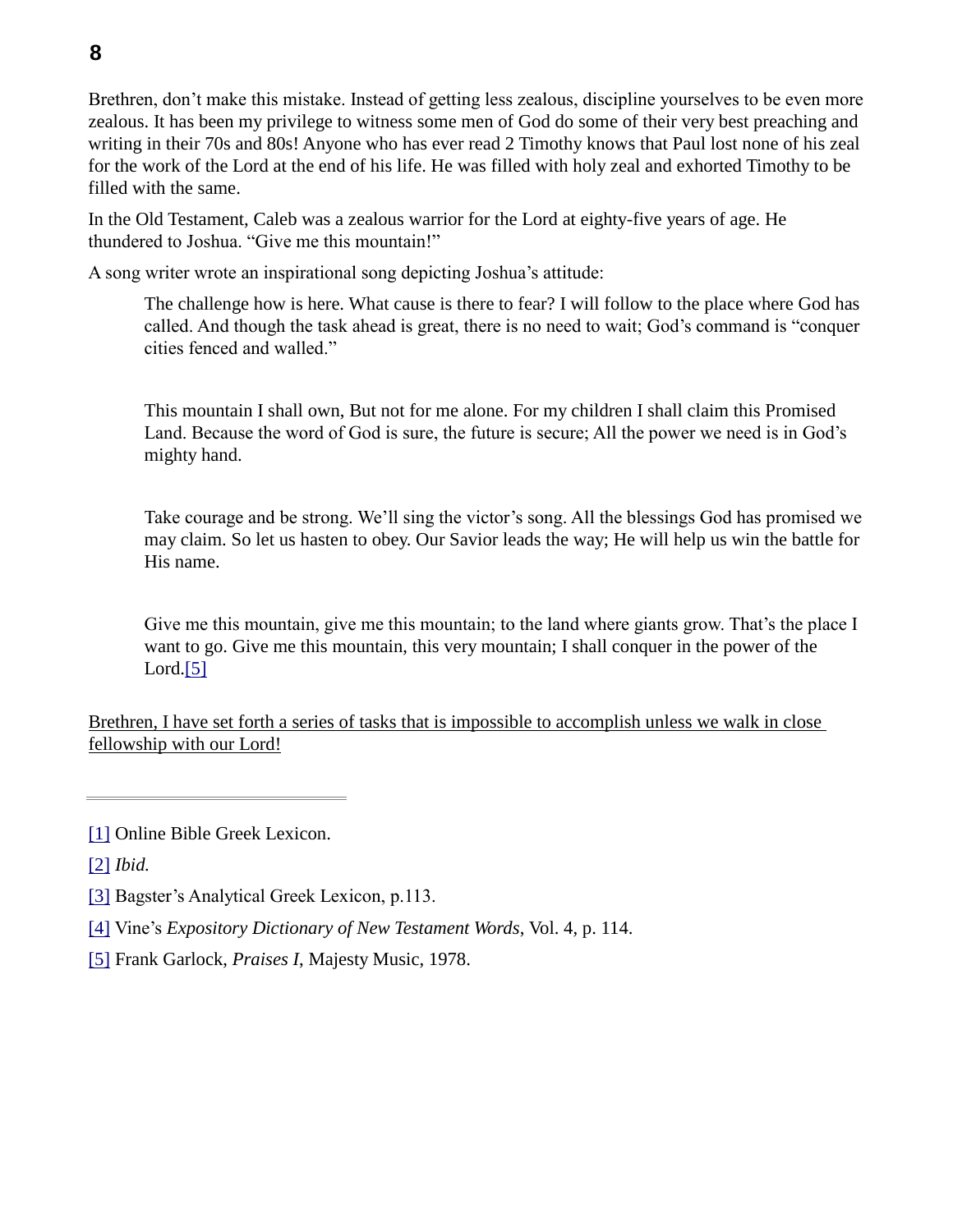Brethren, don’t make this mistake. Instead of getting less zealous, discipline yourselves to be even more zealous. It has been my privilege to witness some men of God do some of their very best preaching and writing in their 70s and 80s! Anyone who has ever read 2 Timothy knows that Paul lost none of his zeal for the work of the Lord at the end of his life. He was filled with holy zeal and exhorted Timothy to be filled with the same.

In the Old Testament, Caleb was a zealous warrior for the Lord at eighty-five years of age. He thundered to Joshua. “Give me this mountain!”

A song writer wrote an inspirational song depicting Joshua’s attitude:

> The challenge how is here. What cause is there to fear? I will follow to the place where God has called. And though the task ahead is great, there is no need to wait; God’s command is “conquer cities fenced and walled.”
>
> This mountain I shall own, But not for me alone. For my children I shall claim this Promised Land. Because the word of God is sure, the future is secure; All the power we need is in God’s mighty hand.
>
> Take courage and be strong. We’ll sing the victor’s song. All the blessings God has promised we may claim. So let us hasten to obey. Our Savior leads the way; He will help us win the battle for His name.
>
> Give me this mountain, give me this mountain; to the land where giants grow. That’s the place I want to go. Give me this mountain, this very mountain; I shall conquer in the power of the Lord.[5]

<u>Brethren, I have set forth a series of tasks that is impossible to accomplish unless we walk in close fellowship with our Lord!</u>

---

[1] Online Bible Greek Lexicon.

[2] *Ibid.*

[3] Bagster’s Analytical Greek Lexicon, p.113.

[4] Vine’s *Expository Dictionary of New Testament Words*, Vol. 4, p. 114.

[5] Frank Garlock, *Praises I*, Majesty Music, 1978.